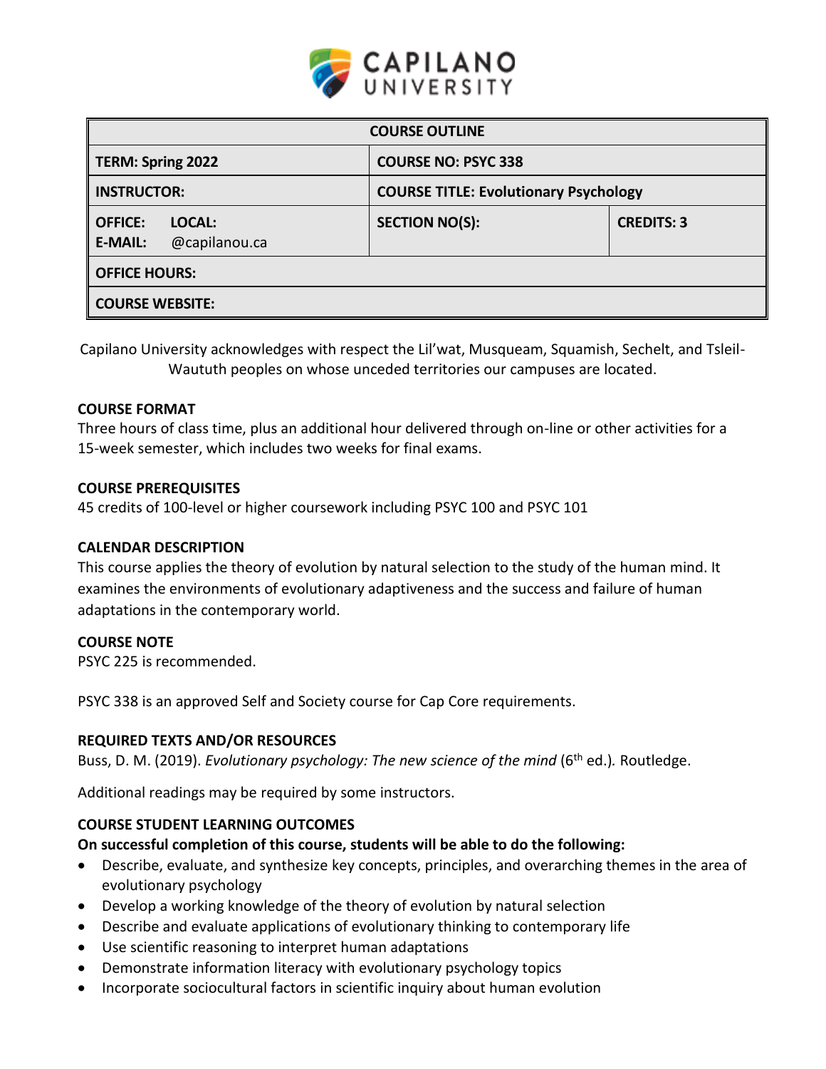CAPILANO UNIVERSITY

| COURSE OUTLINE | | |
|---|---|---|
| **TERM: Spring 2022** | **COURSE NO: PSYC 338** | |
| **INSTRUCTOR:** | **COURSE TITLE: Evolutionary Psychology** | |
| **OFFICE: LOCAL:** **E-MAIL:** @capilanou.ca | **SECTION NO(S):** | **CREDITS: 3** |
| **OFFICE HOURS:** | | |
| **COURSE WEBSITE:** | | |

Capilano University acknowledges with respect the Lil'wat, Musqueam, Squamish, Sechelt, and Tsleil-Waututh peoples on whose unceded territories our campuses are located.

### COURSE FORMAT

Three hours of class time, plus an additional hour delivered through on-line or other activities for a 15-week semester, which includes two weeks for final exams.

### COURSE PREREQUISITES

45 credits of 100-level or higher coursework including PSYC 100 and PSYC 101

### CALENDAR DESCRIPTION

This course applies the theory of evolution by natural selection to the study of the human mind. It examines the environments of evolutionary adaptiveness and the success and failure of human adaptations in the contemporary world.

### COURSE NOTE

PSYC 225 is recommended.

PSYC 338 is an approved Self and Society course for Cap Core requirements.

### REQUIRED TEXTS AND/OR RESOURCES

Buss, D. M. (2019). *Evolutionary psychology: The new science of the mind* (6th ed.). Routledge.

Additional readings may be required by some instructors.

### COURSE STUDENT LEARNING OUTCOMES

**On successful completion of this course, students will be able to do the following:**

- Describe, evaluate, and synthesize key concepts, principles, and overarching themes in the area of evolutionary psychology
- Develop a working knowledge of the theory of evolution by natural selection
- Describe and evaluate applications of evolutionary thinking to contemporary life
- Use scientific reasoning to interpret human adaptations
- Demonstrate information literacy with evolutionary psychology topics
- Incorporate sociocultural factors in scientific inquiry about human evolution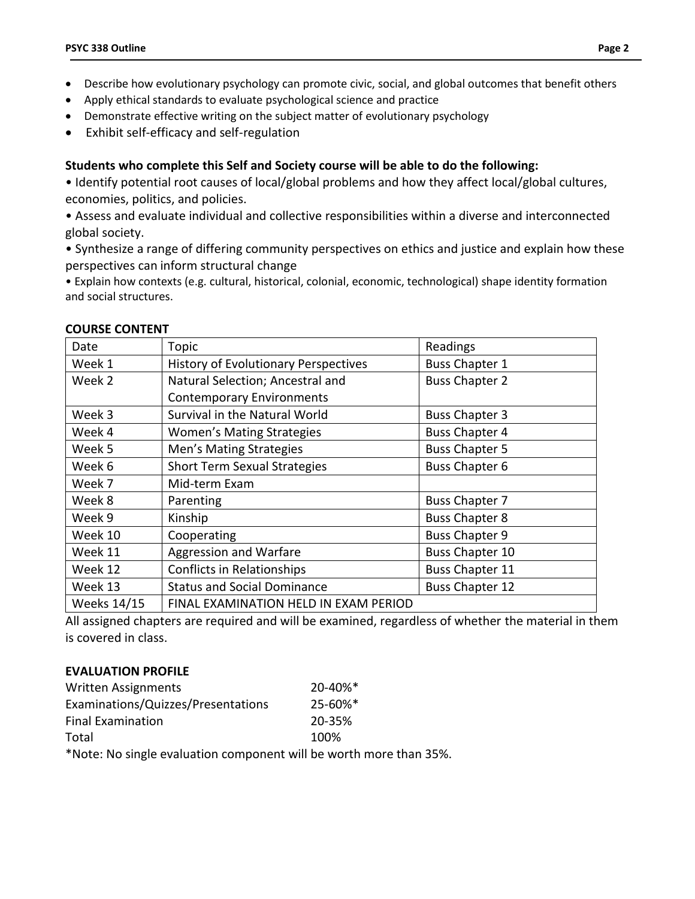- Describe how evolutionary psychology can promote civic, social, and global outcomes that benefit others
- Apply ethical standards to evaluate psychological science and practice
- Demonstrate effective writing on the subject matter of evolutionary psychology
- Exhibit self-efficacy and self-regulation

**Students who complete this Self and Society course will be able to do the following:**

- Identify potential root causes of local/global problems and how they affect local/global cultures, economies, politics, and policies.
- Assess and evaluate individual and collective responsibilities within a diverse and interconnected global society.
- Synthesize a range of differing community perspectives on ethics and justice and explain how these perspectives can inform structural change
- Explain how contexts (e.g. cultural, historical, colonial, economic, technological) shape identity formation and social structures.

## COURSE CONTENT

| Date | Topic | Readings |
|---|---|---|
| Week 1 | History of Evolutionary Perspectives | Buss Chapter 1 |
| Week 2 | Natural Selection; Ancestral and Contemporary Environments | Buss Chapter 2 |
| Week 3 | Survival in the Natural World | Buss Chapter 3 |
| Week 4 | Women's Mating Strategies | Buss Chapter 4 |
| Week 5 | Men's Mating Strategies | Buss Chapter 5 |
| Week 6 | Short Term Sexual Strategies | Buss Chapter 6 |
| Week 7 | Mid-term Exam | |
| Week 8 | Parenting | Buss Chapter 7 |
| Week 9 | Kinship | Buss Chapter 8 |
| Week 10 | Cooperating | Buss Chapter 9 |
| Week 11 | Aggression and Warfare | Buss Chapter 10 |
| Week 12 | Conflicts in Relationships | Buss Chapter 11 |
| Week 13 | Status and Social Dominance | Buss Chapter 12 |
| Weeks 14/15 | FINAL EXAMINATION HELD IN EXAM PERIOD | |

All assigned chapters are required and will be examined, regardless of whether the material in them is covered in class.

## EVALUATION PROFILE

| | |
|---|---|
| Written Assignments | 20-40%* |
| Examinations/Quizzes/Presentations | 25-60%* |
| Final Examination | 20-35% |
| Total | 100% |

*Note: No single evaluation component will be worth more than 35%.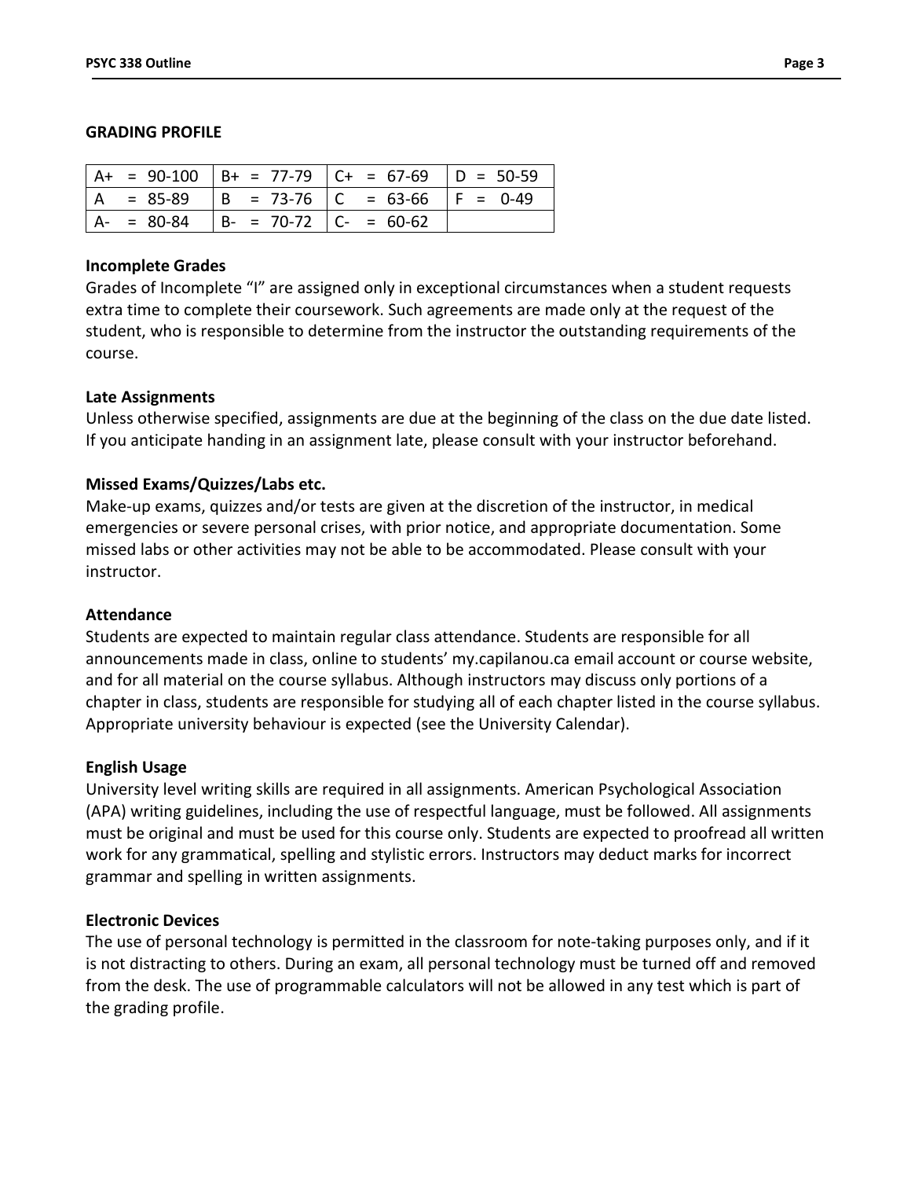## GRADING PROFILE

| A+ = 90-100 | B+ = 77-79 | C+ = 67-69 | D = 50-59 |
|---|---|---|---|
| A = 85-89 | B = 73-76 | C = 63-66 | F = 0-49 |
| A- = 80-84 | B- = 70-72 | C- = 60-62 | |

### Incomplete Grades

Grades of Incomplete "I" are assigned only in exceptional circumstances when a student requests extra time to complete their coursework. Such agreements are made only at the request of the student, who is responsible to determine from the instructor the outstanding requirements of the course.

### Late Assignments

Unless otherwise specified, assignments are due at the beginning of the class on the due date listed. If you anticipate handing in an assignment late, please consult with your instructor beforehand.

### Missed Exams/Quizzes/Labs etc.

Make-up exams, quizzes and/or tests are given at the discretion of the instructor, in medical emergencies or severe personal crises, with prior notice, and appropriate documentation. Some missed labs or other activities may not be able to be accommodated. Please consult with your instructor.

### Attendance

Students are expected to maintain regular class attendance. Students are responsible for all announcements made in class, online to students' my.capilanou.ca email account or course website, and for all material on the course syllabus. Although instructors may discuss only portions of a chapter in class, students are responsible for studying all of each chapter listed in the course syllabus. Appropriate university behaviour is expected (see the University Calendar).

### English Usage

University level writing skills are required in all assignments. American Psychological Association (APA) writing guidelines, including the use of respectful language, must be followed. All assignments must be original and must be used for this course only. Students are expected to proofread all written work for any grammatical, spelling and stylistic errors. Instructors may deduct marks for incorrect grammar and spelling in written assignments.

### Electronic Devices

The use of personal technology is permitted in the classroom for note-taking purposes only, and if it is not distracting to others. During an exam, all personal technology must be turned off and removed from the desk. The use of programmable calculators will not be allowed in any test which is part of the grading profile.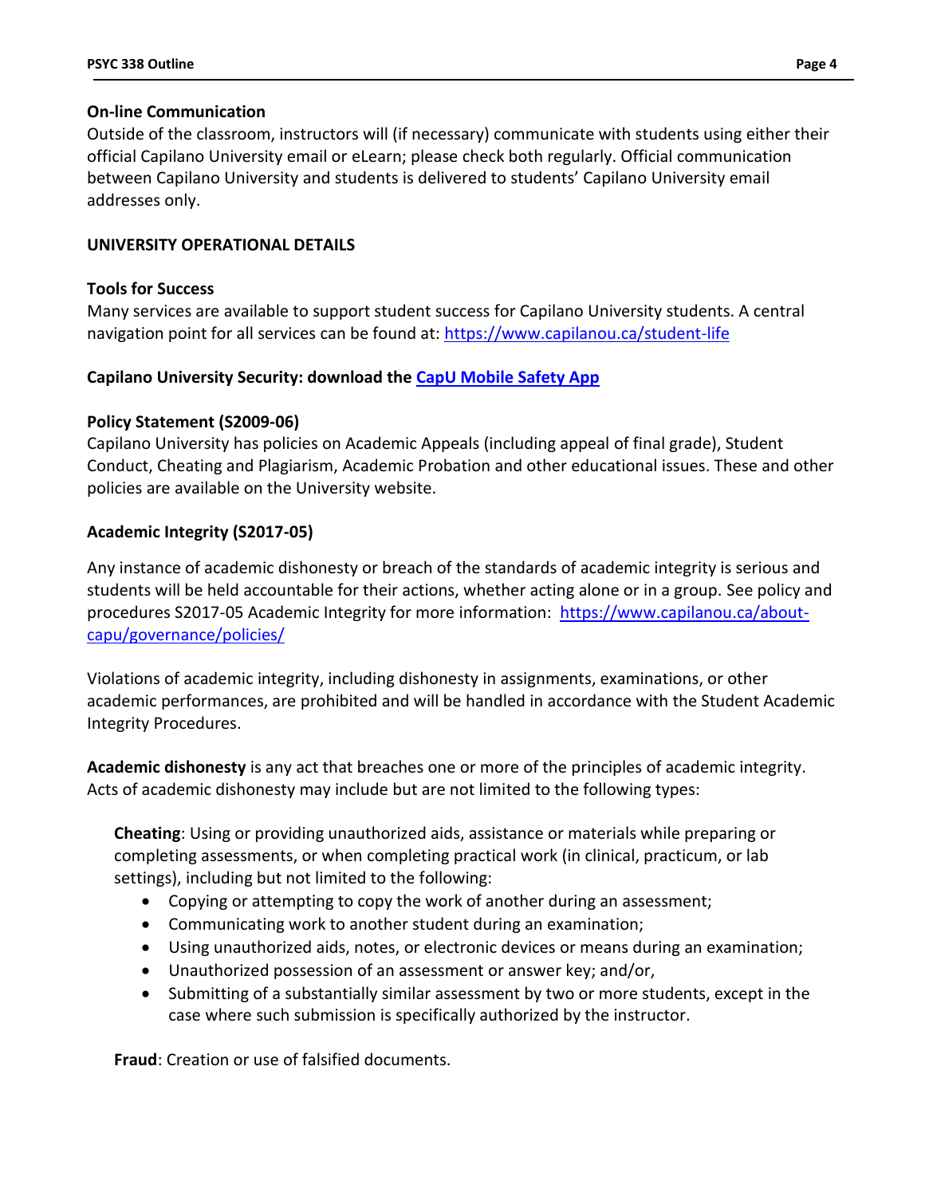**On-line Communication**

Outside of the classroom, instructors will (if necessary) communicate with students using either their official Capilano University email or eLearn; please check both regularly. Official communication between Capilano University and students is delivered to students' Capilano University email addresses only.

## UNIVERSITY OPERATIONAL DETAILS

**Tools for Success**

Many services are available to support student success for Capilano University students. A central navigation point for all services can be found at: https://www.capilanou.ca/student-life

**Capilano University Security: download the CapU Mobile Safety App**

**Policy Statement (S2009-06)**

Capilano University has policies on Academic Appeals (including appeal of final grade), Student Conduct, Cheating and Plagiarism, Academic Probation and other educational issues. These and other policies are available on the University website.

**Academic Integrity (S2017-05)**

Any instance of academic dishonesty or breach of the standards of academic integrity is serious and students will be held accountable for their actions, whether acting alone or in a group. See policy and procedures S2017-05 Academic Integrity for more information: https://www.capilanou.ca/about-capu/governance/policies/

Violations of academic integrity, including dishonesty in assignments, examinations, or other academic performances, are prohibited and will be handled in accordance with the Student Academic Integrity Procedures.

**Academic dishonesty** is any act that breaches one or more of the principles of academic integrity. Acts of academic dishonesty may include but are not limited to the following types:

**Cheating**: Using or providing unauthorized aids, assistance or materials while preparing or completing assessments, or when completing practical work (in clinical, practicum, or lab settings), including but not limited to the following:

- Copying or attempting to copy the work of another during an assessment;
- Communicating work to another student during an examination;
- Using unauthorized aids, notes, or electronic devices or means during an examination;
- Unauthorized possession of an assessment or answer key; and/or,
- Submitting of a substantially similar assessment by two or more students, except in the case where such submission is specifically authorized by the instructor.

**Fraud**: Creation or use of falsified documents.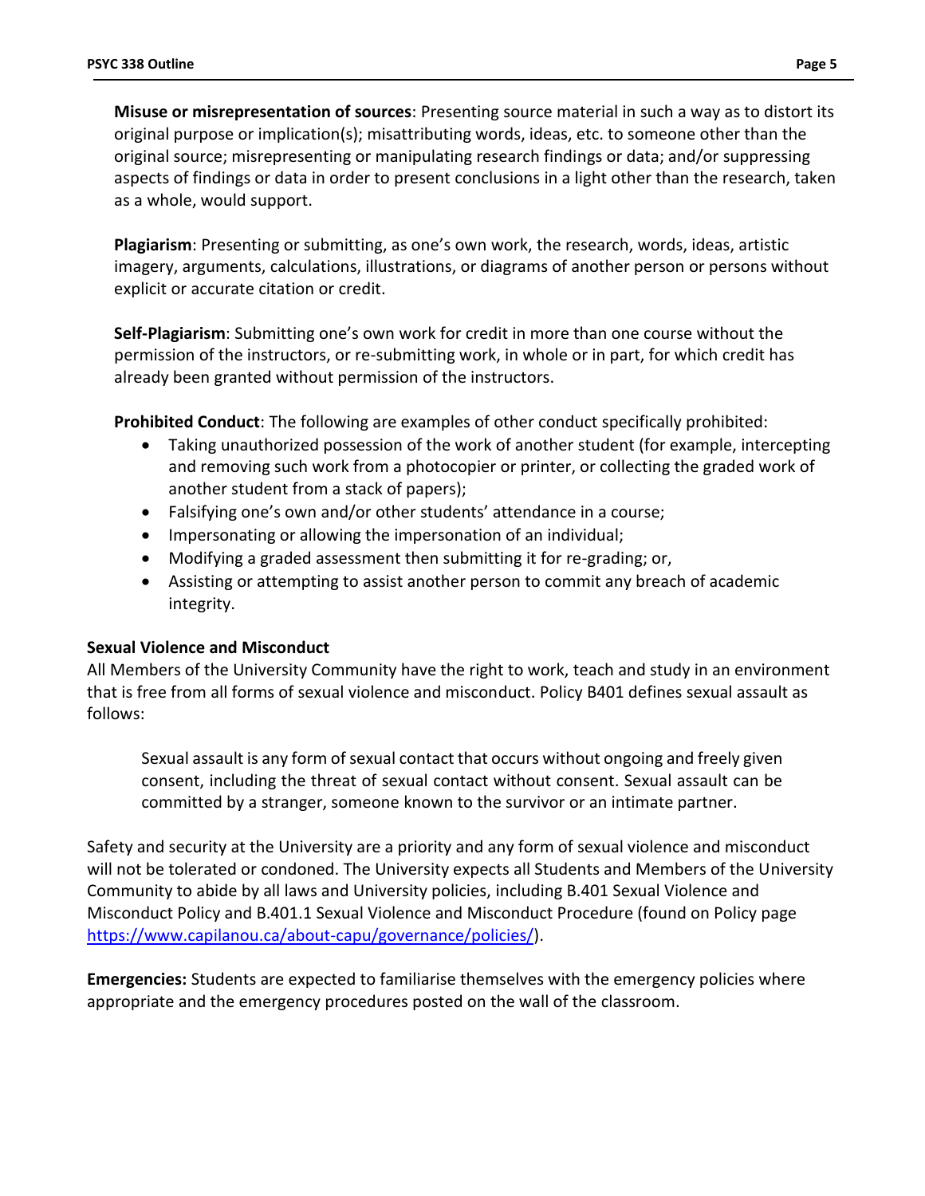**Misuse or misrepresentation of sources**: Presenting source material in such a way as to distort its original purpose or implication(s); misattributing words, ideas, etc. to someone other than the original source; misrepresenting or manipulating research findings or data; and/or suppressing aspects of findings or data in order to present conclusions in a light other than the research, taken as a whole, would support.

**Plagiarism**: Presenting or submitting, as one's own work, the research, words, ideas, artistic imagery, arguments, calculations, illustrations, or diagrams of another person or persons without explicit or accurate citation or credit.

**Self-Plagiarism**: Submitting one's own work for credit in more than one course without the permission of the instructors, or re-submitting work, in whole or in part, for which credit has already been granted without permission of the instructors.

**Prohibited Conduct**: The following are examples of other conduct specifically prohibited:

- Taking unauthorized possession of the work of another student (for example, intercepting and removing such work from a photocopier or printer, or collecting the graded work of another student from a stack of papers);
- Falsifying one's own and/or other students' attendance in a course;
- Impersonating or allowing the impersonation of an individual;
- Modifying a graded assessment then submitting it for re-grading; or,
- Assisting or attempting to assist another person to commit any breach of academic integrity.

### Sexual Violence and Misconduct

All Members of the University Community have the right to work, teach and study in an environment that is free from all forms of sexual violence and misconduct. Policy B401 defines sexual assault as follows:

> Sexual assault is any form of sexual contact that occurs without ongoing and freely given consent, including the threat of sexual contact without consent. Sexual assault can be committed by a stranger, someone known to the survivor or an intimate partner.

Safety and security at the University are a priority and any form of sexual violence and misconduct will not be tolerated or condoned. The University expects all Students and Members of the University Community to abide by all laws and University policies, including B.401 Sexual Violence and Misconduct Policy and B.401.1 Sexual Violence and Misconduct Procedure (found on Policy page https://www.capilanou.ca/about-capu/governance/policies/).

**Emergencies:** Students are expected to familiarise themselves with the emergency policies where appropriate and the emergency procedures posted on the wall of the classroom.